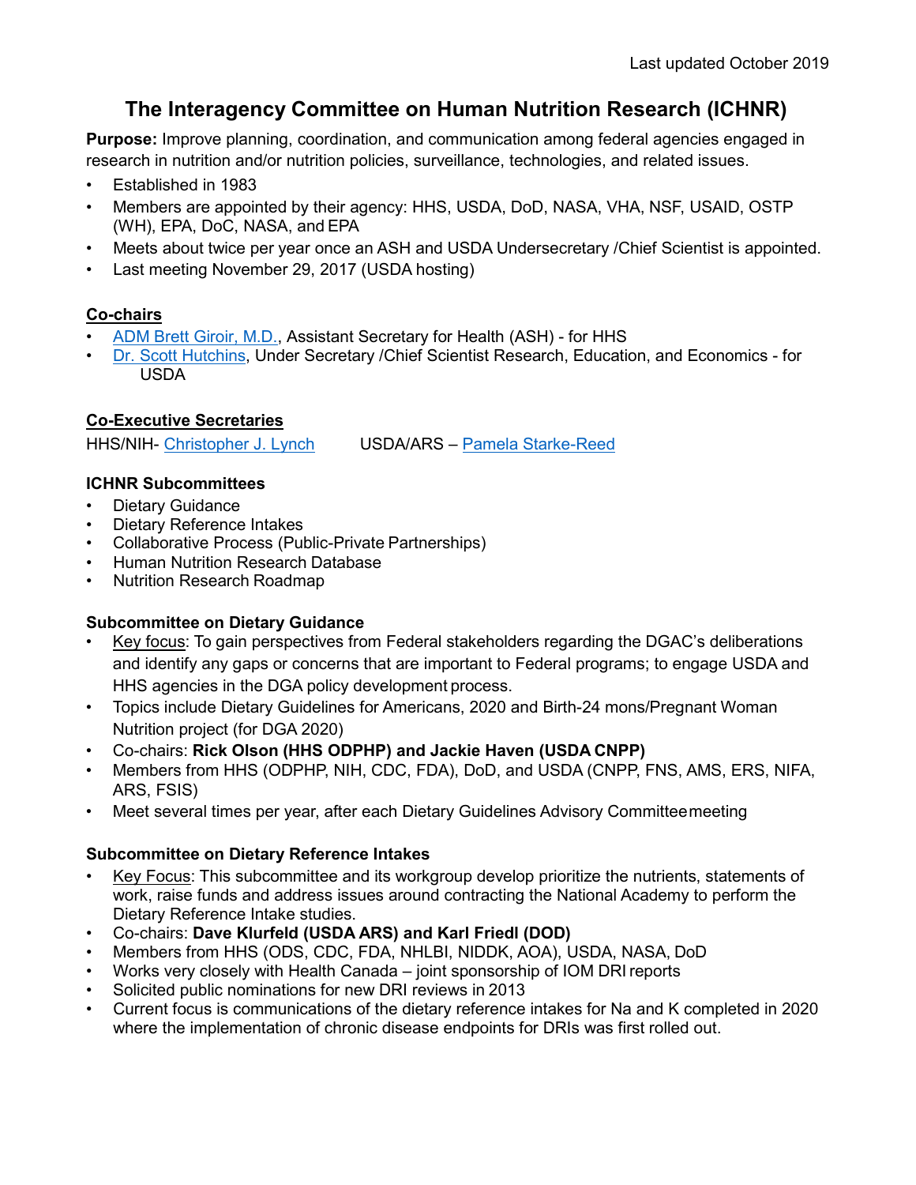Last updated October 2019

# The Interagency Committee on Human Nutrition Research (ICHNR)

**Purpose:** Improve planning, coordination, and communication among federal agencies engaged in research in nutrition and/or nutrition policies, surveillance, technologies, and related issues.

- Established in 1983
- Members are appointed by their agency: HHS, USDA, DoD, NASA, VHA, NSF, USAID, OSTP (WH), EPA, DoC, NASA, and EPA
- Meets about twice per year once an ASH and USDA Undersecretary /Chief Scientist is appointed.
- Last meeting November 29, 2017 (USDA hosting)

## Co-chairs

- ADM Brett Giroir, M.D., Assistant Secretary for Health (ASH) - for HHS
- Dr. Scott Hutchins, Under Secretary /Chief Scientist Research, Education, and Economics - for USDA

## Co-Executive Secretaries

HHS/NIH- Christopher J. Lynch     USDA/ARS – Pamela Starke-Reed

### ICHNR Subcommittees

- Dietary Guidance
- Dietary Reference Intakes
- Collaborative Process (Public-Private Partnerships)
- Human Nutrition Research Database
- Nutrition Research Roadmap

### Subcommittee on Dietary Guidance

- Key focus: To gain perspectives from Federal stakeholders regarding the DGAC's deliberations and identify any gaps or concerns that are important to Federal programs; to engage USDA and HHS agencies in the DGA policy development process.
- Topics include Dietary Guidelines for Americans, 2020 and Birth-24 mons/Pregnant Woman Nutrition project (for DGA 2020)
- Co-chairs: **Rick Olson (HHS ODPHP) and Jackie Haven (USDA CNPP)**
- Members from HHS (ODPHP, NIH, CDC, FDA), DoD, and USDA (CNPP, FNS, AMS, ERS, NIFA, ARS, FSIS)
- Meet several times per year, after each Dietary Guidelines Advisory Committee meeting

### Subcommittee on Dietary Reference Intakes

- Key Focus: This subcommittee and its workgroup develop prioritize the nutrients, statements of work, raise funds and address issues around contracting the National Academy to perform the Dietary Reference Intake studies.
- Co-chairs: **Dave Klurfeld (USDA ARS) and Karl Friedl (DOD)**
- Members from HHS (ODS, CDC, FDA, NHLBI, NIDDK, AOA), USDA, NASA, DoD
- Works very closely with Health Canada – joint sponsorship of IOM DRI reports
- Solicited public nominations for new DRI reviews in 2013
- Current focus is communications of the dietary reference intakes for Na and K completed in 2020 where the implementation of chronic disease endpoints for DRIs was first rolled out.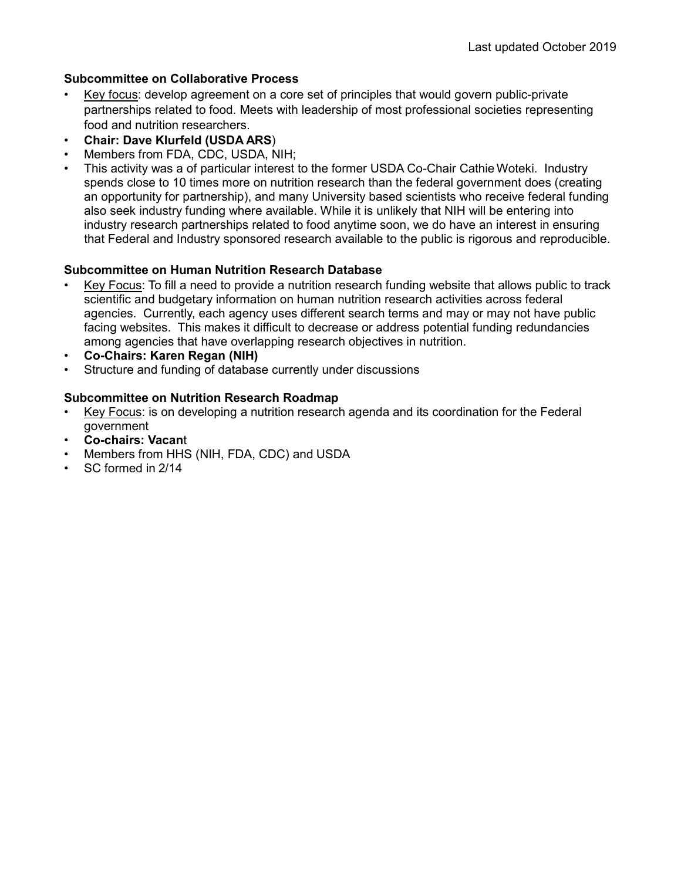Last updated October 2019

**Subcommittee on Collaborative Process**

- Key focus: develop agreement on a core set of principles that would govern public-private partnerships related to food. Meets with leadership of most professional societies representing food and nutrition researchers.
- **Chair: Dave Klurfeld (USDA ARS**)
- Members from FDA, CDC, USDA, NIH;
- This activity was a of particular interest to the former USDA Co-Chair Cathie Woteki. Industry spends close to 10 times more on nutrition research than the federal government does (creating an opportunity for partnership), and many University based scientists who receive federal funding also seek industry funding where available. While it is unlikely that NIH will be entering into industry research partnerships related to food anytime soon, we do have an interest in ensuring that Federal and Industry sponsored research available to the public is rigorous and reproducible.

**Subcommittee on Human Nutrition Research Database**

- Key Focus: To fill a need to provide a nutrition research funding website that allows public to track scientific and budgetary information on human nutrition research activities across federal agencies. Currently, each agency uses different search terms and may or may not have public facing websites. This makes it difficult to decrease or address potential funding redundancies among agencies that have overlapping research objectives in nutrition.
- **Co-Chairs: Karen Regan (NIH)**
- Structure and funding of database currently under discussions

**Subcommittee on Nutrition Research Roadmap**

- Key Focus: is on developing a nutrition research agenda and its coordination for the Federal government
- **Co-chairs: Vacan**t
- Members from HHS (NIH, FDA, CDC) and USDA
- SC formed in 2/14